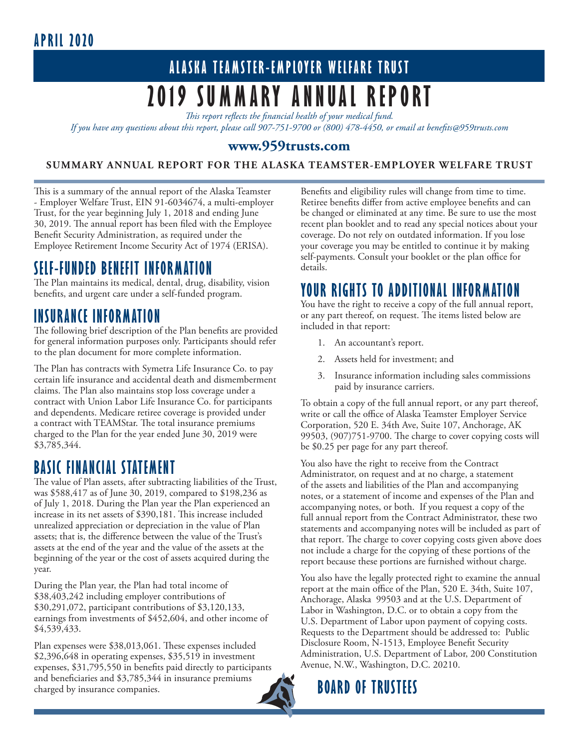**APRIL 2020**

## ALASKA TEAMSTER-EMPLOYER WELFARE TRUST

# 2019 SUMMARY ANNUAL REPORT

*This report reflects the financial health of your medical fund.*
*If you have any questions about this report, please call 907-751-9700 or (800) 478-4450, or email at benefits@959trusts.com*

**www.959trusts.com**

**SUMMARY ANNUAL REPORT FOR THE ALASKA TEAMSTER-EMPLOYER WELFARE TRUST**

This is a summary of the annual report of the Alaska Teamster - Employer Welfare Trust, EIN 91-6034674, a multi-employer Trust, for the year beginning July 1, 2018 and ending June 30, 2019. The annual report has been filed with the Employee Benefit Security Administration, as required under the Employee Retirement Income Security Act of 1974 (ERISA).

## SELF-FUNDED BENEFIT INFORMATION

The Plan maintains its medical, dental, drug, disability, vision benefits, and urgent care under a self-funded program.

## INSURANCE INFORMATION

The following brief description of the Plan benefits are provided for general information purposes only. Participants should refer to the plan document for more complete information.

The Plan has contracts with Symetra Life Insurance Co. to pay certain life insurance and accidental death and dismemberment claims. The Plan also maintains stop loss coverage under a contract with Union Labor Life Insurance Co. for participants and dependents. Medicare retiree coverage is provided under a contract with TEAMStar. The total insurance premiums charged to the Plan for the year ended June 30, 2019 were $3,785,344.

## BASIC FINANCIAL STATEMENT

The value of Plan assets, after subtracting liabilities of the Trust, was $588,417 as of June 30, 2019, compared to $198,236 as of July 1, 2018. During the Plan year the Plan experienced an increase in its net assets of $390,181. This increase included unrealized appreciation or depreciation in the value of Plan assets; that is, the difference between the value of the Trust's assets at the end of the year and the value of the assets at the beginning of the year or the cost of assets acquired during the year.

During the Plan year, the Plan had total income of $38,403,242 including employer contributions of $30,291,072, participant contributions of $3,120,133, earnings from investments of $452,604, and other income of $4,539,433.

Plan expenses were $38,013,061. These expenses included $2,396,648 in operating expenses, $35,519 in investment expenses, $31,795,550 in benefits paid directly to participants and beneficiaries and $3,785,344 in insurance premiums charged by insurance companies.

Benefits and eligibility rules will change from time to time. Retiree benefits differ from active employee benefits and can be changed or eliminated at any time. Be sure to use the most recent plan booklet and to read any special notices about your coverage. Do not rely on outdated information. If you lose your coverage you may be entitled to continue it by making self-payments. Consult your booklet or the plan office for details.

## YOUR RIGHTS TO ADDITIONAL INFORMATION

You have the right to receive a copy of the full annual report, or any part thereof, on request. The items listed below are included in that report:

1. An accountant's report.
2. Assets held for investment; and
3. Insurance information including sales commissions paid by insurance carriers.

To obtain a copy of the full annual report, or any part thereof, write or call the office of Alaska Teamster Employer Service Corporation, 520 E. 34th Ave, Suite 107, Anchorage, AK 99503, (907)751-9700. The charge to cover copying costs will be $0.25 per page for any part thereof.

You also have the right to receive from the Contract Administrator, on request and at no charge, a statement of the assets and liabilities of the Plan and accompanying notes, or a statement of income and expenses of the Plan and accompanying notes, or both. If you request a copy of the full annual report from the Contract Administrator, these two statements and accompanying notes will be included as part of that report. The charge to cover copying costs given above does not include a charge for the copying of these portions of the report because these portions are furnished without charge.

You also have the legally protected right to examine the annual report at the main office of the Plan, 520 E. 34th, Suite 107, Anchorage, Alaska 99503 and at the U.S. Department of Labor in Washington, D.C. or to obtain a copy from the U.S. Department of Labor upon payment of copying costs. Requests to the Department should be addressed to: Public Disclosure Room, N-1513, Employee Benefit Security Administration, U.S. Department of Labor, 200 Constitution Avenue, N.W., Washington, D.C. 20210.

## BOARD OF TRUSTEES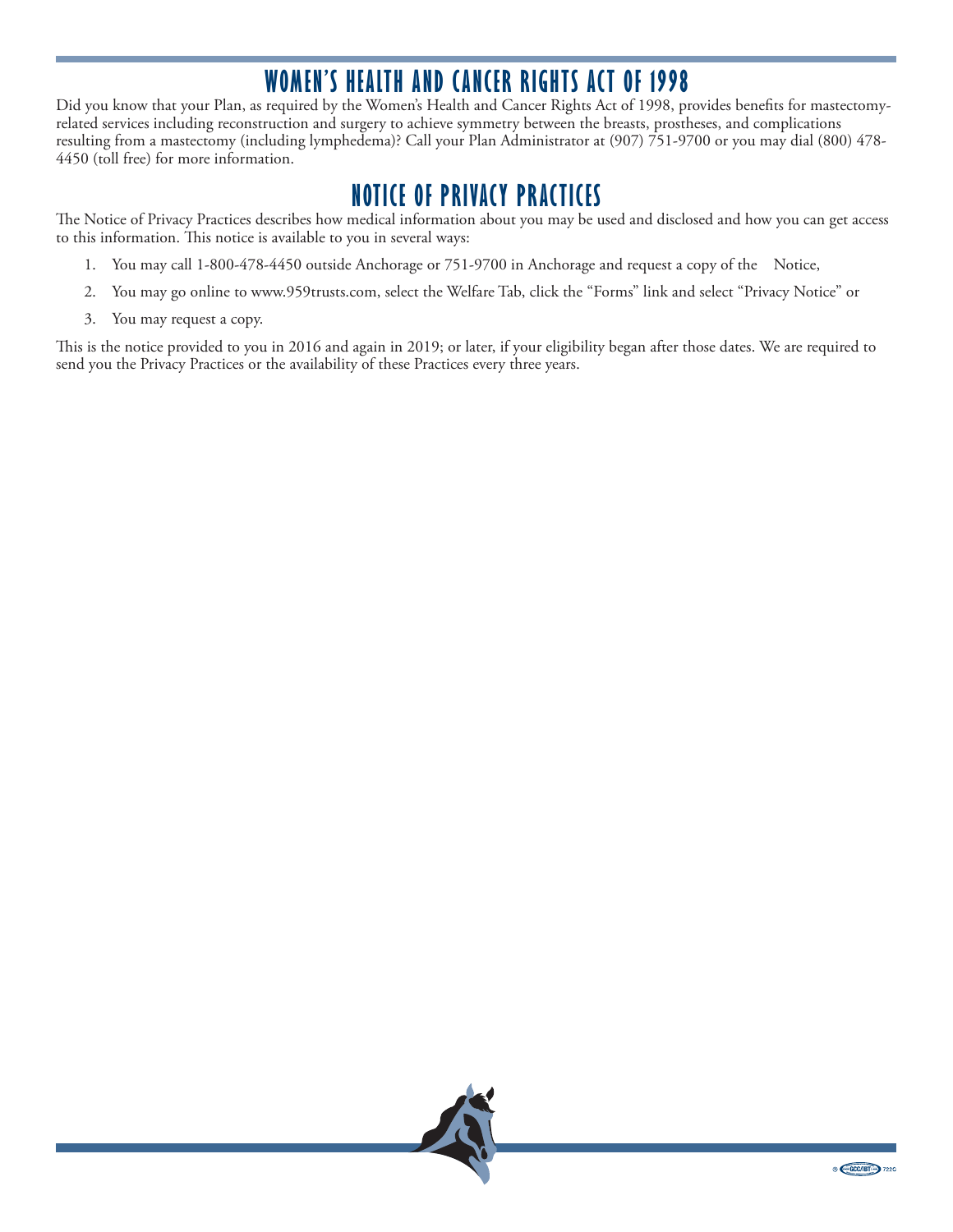## WOMEN'S HEALTH AND CANCER RIGHTS ACT OF 1998

Did you know that your Plan, as required by the Women's Health and Cancer Rights Act of 1998, provides benefits for mastectomy-related services including reconstruction and surgery to achieve symmetry between the breasts, prostheses, and complications resulting from a mastectomy (including lymphedema)? Call your Plan Administrator at (907) 751-9700 or you may dial (800) 478-4450 (toll free) for more information.

## NOTICE OF PRIVACY PRACTICES

The Notice of Privacy Practices describes how medical information about you may be used and disclosed and how you can get access to this information. This notice is available to you in several ways:

1. You may call 1-800-478-4450 outside Anchorage or 751-9700 in Anchorage and request a copy of the Notice,
2. You may go online to www.959trusts.com, select the Welfare Tab, click the "Forms" link and select "Privacy Notice" or
3. You may request a copy.

This is the notice provided to you in 2016 and again in 2019; or later, if your eligibility began after those dates. We are required to send you the Privacy Practices or the availability of these Practices every three years.